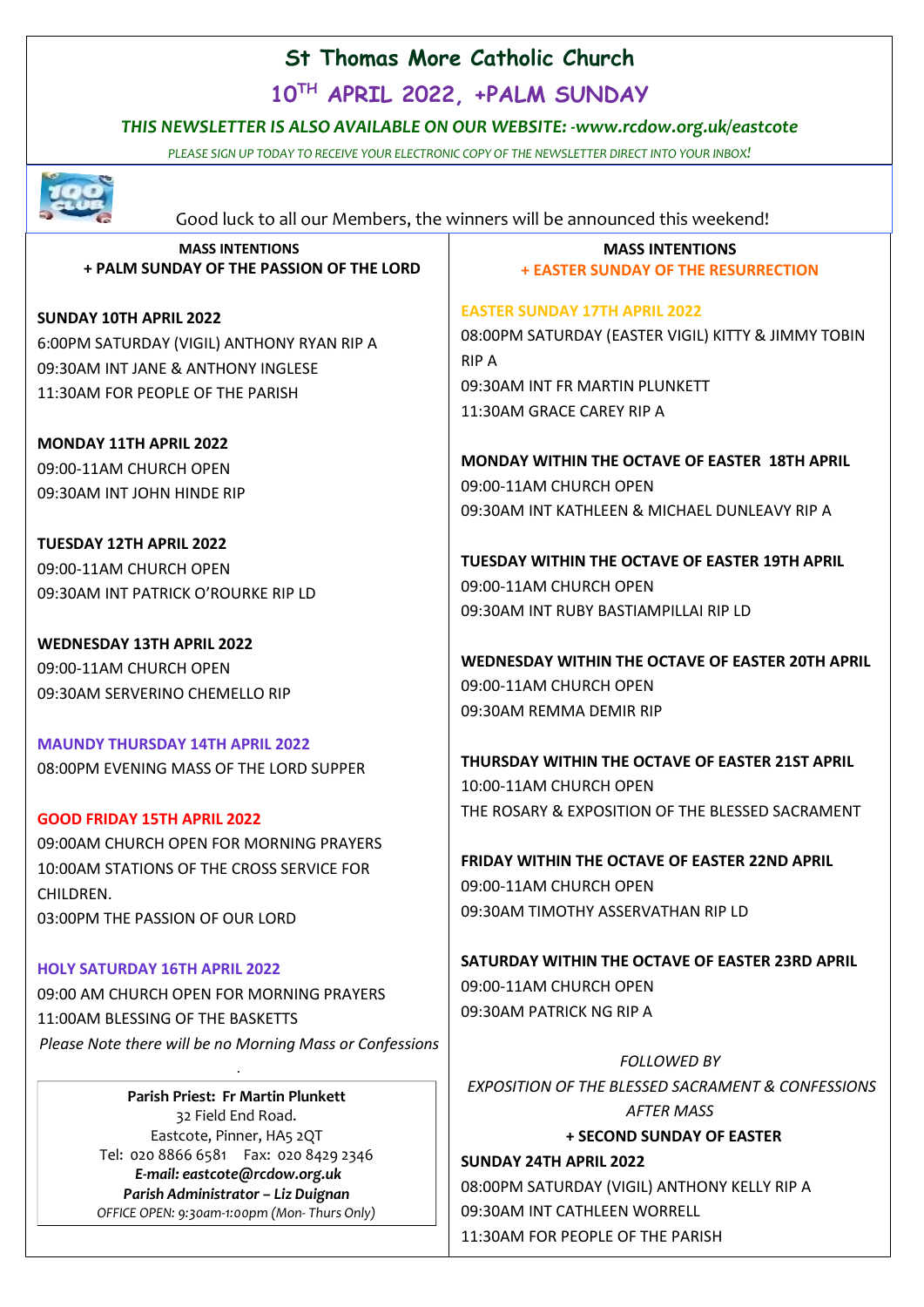# St Thomas More Catholic Church

## 10TH APRIL 2022, +PALM SUNDAY

***THIS NEWSLETTER IS ALSO AVAILABLE ON OUR WEBSITE: -www.rcdow.org.uk/eastcote***

*PLEASE SIGN UP TODAY TO RECEIVE YOUR ELECTRONIC COPY OF THE NEWSLETTER DIRECT INTO YOUR INBOX!*

Good luck to all our Members, the winners will be announced this weekend!

**MASS INTENTIONS**
**+ PALM SUNDAY OF THE PASSION OF THE LORD**

**SUNDAY 10TH APRIL 2022**
6:00PM SATURDAY (VIGIL) ANTHONY RYAN RIP A
09:30AM INT JANE & ANTHONY INGLESE
11:30AM FOR PEOPLE OF THE PARISH

**MONDAY 11TH APRIL 2022**
09:00-11AM CHURCH OPEN
09:30AM INT JOHN HINDE RIP

**TUESDAY 12TH APRIL 2022**
09:00-11AM CHURCH OPEN
09:30AM INT PATRICK O'ROURKE RIP LD

**WEDNESDAY 13TH APRIL 2022**
09:00-11AM CHURCH OPEN
09:30AM SERVERINO CHEMELLO RIP

**MAUNDY THURSDAY 14TH APRIL 2022**
08:00PM EVENING MASS OF THE LORD SUPPER

**GOOD FRIDAY 15TH APRIL 2022**
09:00AM CHURCH OPEN FOR MORNING PRAYERS
10:00AM STATIONS OF THE CROSS SERVICE FOR CHILDREN.
03:00PM THE PASSION OF OUR LORD

**HOLY SATURDAY 16TH APRIL 2022**
09:00 AM CHURCH OPEN FOR MORNING PRAYERS
11:00AM BLESSING OF THE BASKETTS
*Please Note there will be no Morning Mass or Confessions*

**Parish Priest: Fr Martin Plunkett**
32 Field End Road.
Eastcote, Pinner, HA5 2QT
Tel: 020 8866 6581 Fax: 020 8429 2346
***E-mail: eastcote@rcdow.org.uk***
***Parish Administrator – Liz Duignan***
*OFFICE OPEN: 9:30am-1:00pm (Mon- Thurs Only)*

**MASS INTENTIONS**
**+ EASTER SUNDAY OF THE RESURRECTION**

**EASTER SUNDAY 17TH APRIL 2022**
08:00PM SATURDAY (EASTER VIGIL) KITTY & JIMMY TOBIN RIP A
09:30AM INT FR MARTIN PLUNKETT
11:30AM GRACE CAREY RIP A

**MONDAY WITHIN THE OCTAVE OF EASTER 18TH APRIL**
09:00-11AM CHURCH OPEN
09:30AM INT KATHLEEN & MICHAEL DUNLEAVY RIP A

**TUESDAY WITHIN THE OCTAVE OF EASTER 19TH APRIL**
09:00-11AM CHURCH OPEN
09:30AM INT RUBY BASTIAMPILLAI RIP LD

**WEDNESDAY WITHIN THE OCTAVE OF EASTER 20TH APRIL**
09:00-11AM CHURCH OPEN
09:30AM REMMA DEMIR RIP

**THURSDAY WITHIN THE OCTAVE OF EASTER 21ST APRIL**
10:00-11AM CHURCH OPEN
THE ROSARY & EXPOSITION OF THE BLESSED SACRAMENT

**FRIDAY WITHIN THE OCTAVE OF EASTER 22ND APRIL**
09:00-11AM CHURCH OPEN
09:30AM TIMOTHY ASSERVATHAN RIP LD

**SATURDAY WITHIN THE OCTAVE OF EASTER 23RD APRIL**
09:00-11AM CHURCH OPEN
09:30AM PATRICK NG RIP A

*FOLLOWED BY*
*EXPOSITION OF THE BLESSED SACRAMENT & CONFESSIONS*
*AFTER MASS*

**+ SECOND SUNDAY OF EASTER**

**SUNDAY 24TH APRIL 2022**
08:00PM SATURDAY (VIGIL) ANTHONY KELLY RIP A
09:30AM INT CATHLEEN WORRELL
11:30AM FOR PEOPLE OF THE PARISH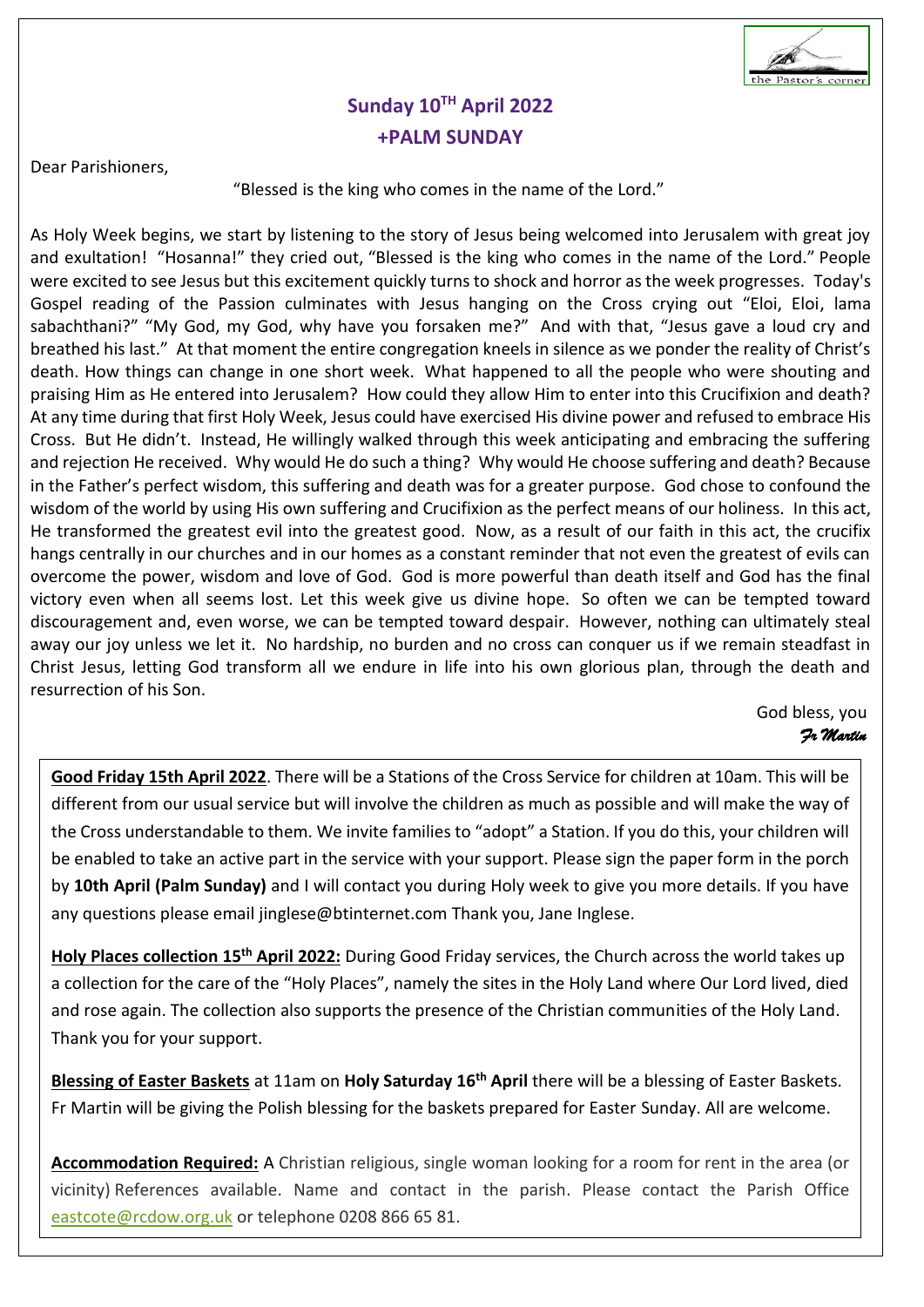## Sunday 10TH April 2022

## +PALM SUNDAY

Dear Parishioners,

"Blessed is the king who comes in the name of the Lord."

As Holy Week begins, we start by listening to the story of Jesus being welcomed into Jerusalem with great joy and exultation! "Hosanna!" they cried out, "Blessed is the king who comes in the name of the Lord." People were excited to see Jesus but this excitement quickly turns to shock and horror as the week progresses. Today's Gospel reading of the Passion culminates with Jesus hanging on the Cross crying out "Eloi, Eloi, lama sabachthani?" "My God, my God, why have you forsaken me?" And with that, "Jesus gave a loud cry and breathed his last." At that moment the entire congregation kneels in silence as we ponder the reality of Christ's death. How things can change in one short week. What happened to all the people who were shouting and praising Him as He entered into Jerusalem? How could they allow Him to enter into this Crucifixion and death? At any time during that first Holy Week, Jesus could have exercised His divine power and refused to embrace His Cross. But He didn't. Instead, He willingly walked through this week anticipating and embracing the suffering and rejection He received. Why would He do such a thing? Why would He choose suffering and death? Because in the Father's perfect wisdom, this suffering and death was for a greater purpose. God chose to confound the wisdom of the world by using His own suffering and Crucifixion as the perfect means of our holiness. In this act, He transformed the greatest evil into the greatest good. Now, as a result of our faith in this act, the crucifix hangs centrally in our churches and in our homes as a constant reminder that not even the greatest of evils can overcome the power, wisdom and love of God. God is more powerful than death itself and God has the final victory even when all seems lost. Let this week give us divine hope. So often we can be tempted toward discouragement and, even worse, we can be tempted toward despair. However, nothing can ultimately steal away our joy unless we let it. No hardship, no burden and no cross can conquer us if we remain steadfast in Christ Jesus, letting God transform all we endure in life into his own glorious plan, through the death and resurrection of his Son.

God bless, you
*Fr Martin*

**Good Friday 15th April 2022**. There will be a Stations of the Cross Service for children at 10am. This will be different from our usual service but will involve the children as much as possible and will make the way of the Cross understandable to them. We invite families to "adopt" a Station. If you do this, your children will be enabled to take an active part in the service with your support. Please sign the paper form in the porch by **10th April (Palm Sunday)** and I will contact you during Holy week to give you more details. If you have any questions please email jinglese@btinternet.com Thank you, Jane Inglese.

**Holy Places collection 15th April 2022:** During Good Friday services, the Church across the world takes up a collection for the care of the "Holy Places", namely the sites in the Holy Land where Our Lord lived, died and rose again. The collection also supports the presence of the Christian communities of the Holy Land. Thank you for your support.

**Blessing of Easter Baskets** at 11am on **Holy Saturday 16th April** there will be a blessing of Easter Baskets. Fr Martin will be giving the Polish blessing for the baskets prepared for Easter Sunday. All are welcome.

**Accommodation Required:** A Christian religious, single woman looking for a room for rent in the area (or vicinity) References available. Name and contact in the parish. Please contact the Parish Office eastcote@rcdow.org.uk or telephone 0208 866 65 81.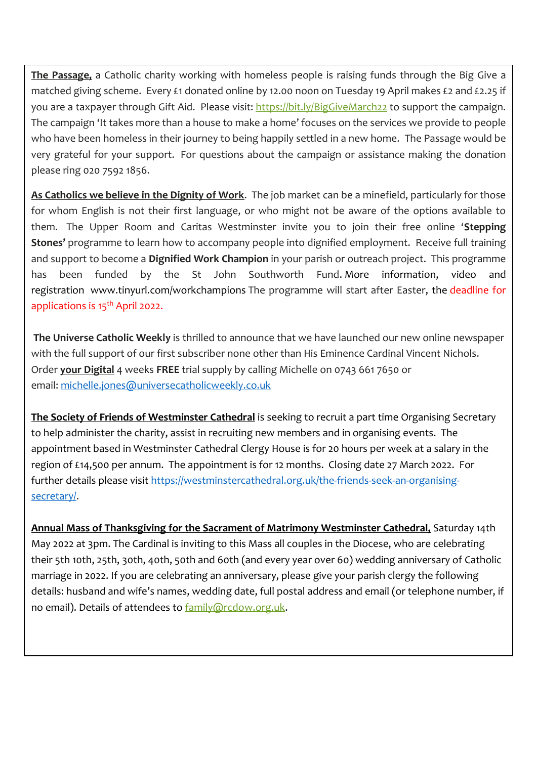**The Passage,** a Catholic charity working with homeless people is raising funds through the Big Give a matched giving scheme. Every £1 donated online by 12.00 noon on Tuesday 19 April makes £2 and £2.25 if you are a taxpayer through Gift Aid. Please visit: https://bit.ly/BigGiveMarch22 to support the campaign. The campaign 'It takes more than a house to make a home' focuses on the services we provide to people who have been homeless in their journey to being happily settled in a new home. The Passage would be very grateful for your support. For questions about the campaign or assistance making the donation please ring 020 7592 1856.

**As Catholics we believe in the Dignity of Work**. The job market can be a minefield, particularly for those for whom English is not their first language, or who might not be aware of the options available to them. The Upper Room and Caritas Westminster invite you to join their free online '**Stepping Stones'** programme to learn how to accompany people into dignified employment. Receive full training and support to become a **Dignified Work Champion** in your parish or outreach project. This programme has been funded by the St John Southworth Fund. More information, video and registration www.tinyurl.com/workchampions The programme will start after Easter, the deadline for applications is 15th April 2022.

**The Universe Catholic Weekly** is thrilled to announce that we have launched our new online newspaper with the full support of our first subscriber none other than His Eminence Cardinal Vincent Nichols. Order **your Digital** 4 weeks **FREE** trial supply by calling Michelle on 0743 661 7650 or email: michelle.jones@universecatholicweekly.co.uk

**The Society of Friends of Westminster Cathedral** is seeking to recruit a part time Organising Secretary to help administer the charity, assist in recruiting new members and in organising events. The appointment based in Westminster Cathedral Clergy House is for 20 hours per week at a salary in the region of £14,500 per annum. The appointment is for 12 months. Closing date 27 March 2022. For further details please visit https://westminstercathedral.org.uk/the-friends-seek-an-organising-secretary/.

**Annual Mass of Thanksgiving for the Sacrament of Matrimony Westminster Cathedral,** Saturday 14th May 2022 at 3pm. The Cardinal is inviting to this Mass all couples in the Diocese, who are celebrating their 5th 10th, 25th, 30th, 40th, 50th and 60th (and every year over 60) wedding anniversary of Catholic marriage in 2022. If you are celebrating an anniversary, please give your parish clergy the following details: husband and wife's names, wedding date, full postal address and email (or telephone number, if no email). Details of attendees to family@rcdow.org.uk.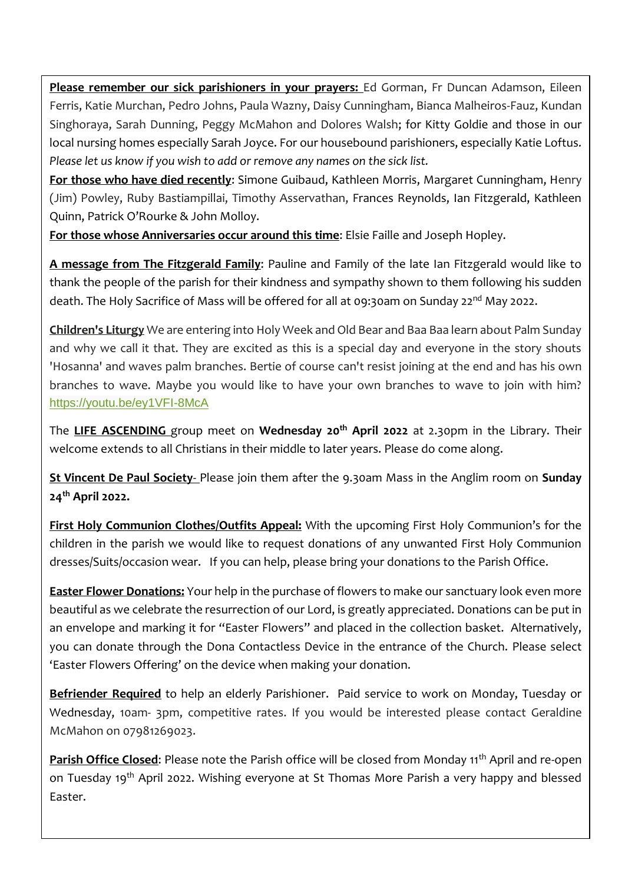**Please remember our sick parishioners in your prayers:** Ed Gorman, Fr Duncan Adamson, Eileen Ferris, Katie Murchan, Pedro Johns, Paula Wazny, Daisy Cunningham, Bianca Malheiros-Fauz, Kundan Singhoraya, Sarah Dunning, Peggy McMahon and Dolores Walsh; for Kitty Goldie and those in our local nursing homes especially Sarah Joyce. For our housebound parishioners, especially Katie Loftus. *Please let us know if you wish to add or remove any names on the sick list.*

**For those who have died recently**: Simone Guibaud, Kathleen Morris, Margaret Cunningham, Henry (Jim) Powley, Ruby Bastiampillai, Timothy Asservathan, Frances Reynolds, Ian Fitzgerald, Kathleen Quinn, Patrick O'Rourke & John Molloy.

**For those whose Anniversaries occur around this time**: Elsie Faille and Joseph Hopley.

**A message from The Fitzgerald Family**: Pauline and Family of the late Ian Fitzgerald would like to thank the people of the parish for their kindness and sympathy shown to them following his sudden death. The Holy Sacrifice of Mass will be offered for all at 09:30am on Sunday 22nd May 2022.

**Children's Liturgy** We are entering into Holy Week and Old Bear and Baa Baa learn about Palm Sunday and why we call it that. They are excited as this is a special day and everyone in the story shouts 'Hosanna' and waves palm branches. Bertie of course can't resist joining at the end and has his own branches to wave. Maybe you would like to have your own branches to wave to join with him? https://youtu.be/ey1VFI-8McA

The **LIFE ASCENDING** group meet on **Wednesday 20th April 2022** at 2.30pm in the Library. Their welcome extends to all Christians in their middle to later years. Please do come along.

**St Vincent De Paul Society**- Please join them after the 9.30am Mass in the Anglim room on **Sunday 24th April 2022.**

**First Holy Communion Clothes/Outfits Appeal:** With the upcoming First Holy Communion's for the children in the parish we would like to request donations of any unwanted First Holy Communion dresses/Suits/occasion wear. If you can help, please bring your donations to the Parish Office.

**Easter Flower Donations:** Your help in the purchase of flowers to make our sanctuary look even more beautiful as we celebrate the resurrection of our Lord, is greatly appreciated. Donations can be put in an envelope and marking it for "Easter Flowers" and placed in the collection basket. Alternatively, you can donate through the Dona Contactless Device in the entrance of the Church. Please select 'Easter Flowers Offering' on the device when making your donation.

**Befriender Required** to help an elderly Parishioner. Paid service to work on Monday, Tuesday or Wednesday, 10am- 3pm, competitive rates. If you would be interested please contact Geraldine McMahon on 07981269023.

**Parish Office Closed**: Please note the Parish office will be closed from Monday 11th April and re-open on Tuesday 19th April 2022. Wishing everyone at St Thomas More Parish a very happy and blessed Easter.